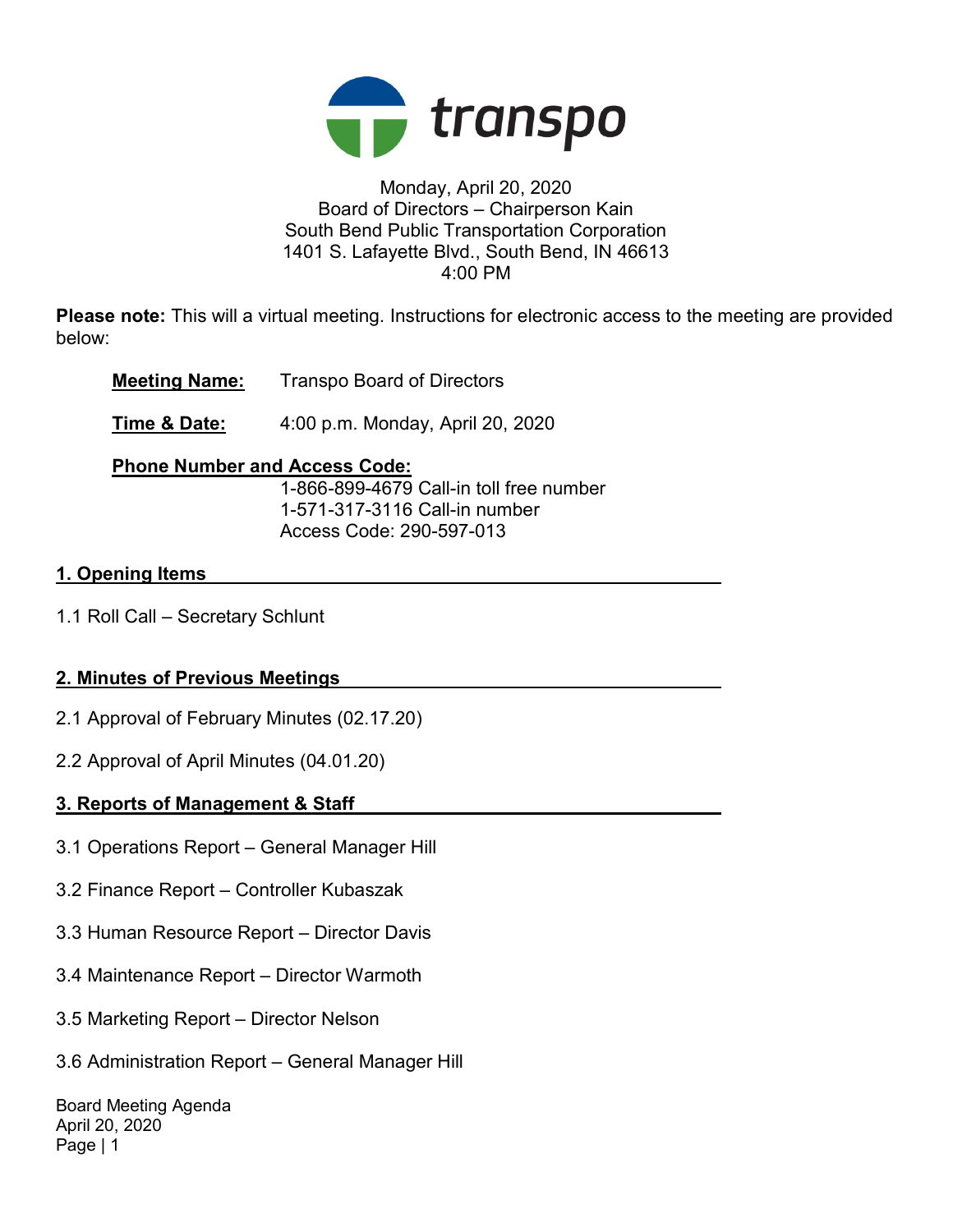transpo

Monday, April 20, 2020
Board of Directors – Chairperson Kain
South Bend Public Transportation Corporation
1401 S. Lafayette Blvd., South Bend, IN 46613
4:00 PM

**Please note:** This will a virtual meeting. Instructions for electronic access to the meeting are provided below:

**Meeting Name:** Transpo Board of Directors

**Time & Date:** 4:00 p.m. Monday, April 20, 2020

**Phone Number and Access Code:**
1-866-899-4679 Call-in toll free number
1-571-317-3116 Call-in number
Access Code: 290-597-013

## 1. Opening Items

1.1 Roll Call – Secretary Schlunt

## 2. Minutes of Previous Meetings

2.1 Approval of February Minutes (02.17.20)

2.2 Approval of April Minutes (04.01.20)

## 3. Reports of Management & Staff

3.1 Operations Report – General Manager Hill

3.2 Finance Report – Controller Kubaszak

3.3 Human Resource Report – Director Davis

3.4 Maintenance Report – Director Warmoth

3.5 Marketing Report – Director Nelson

3.6 Administration Report – General Manager Hill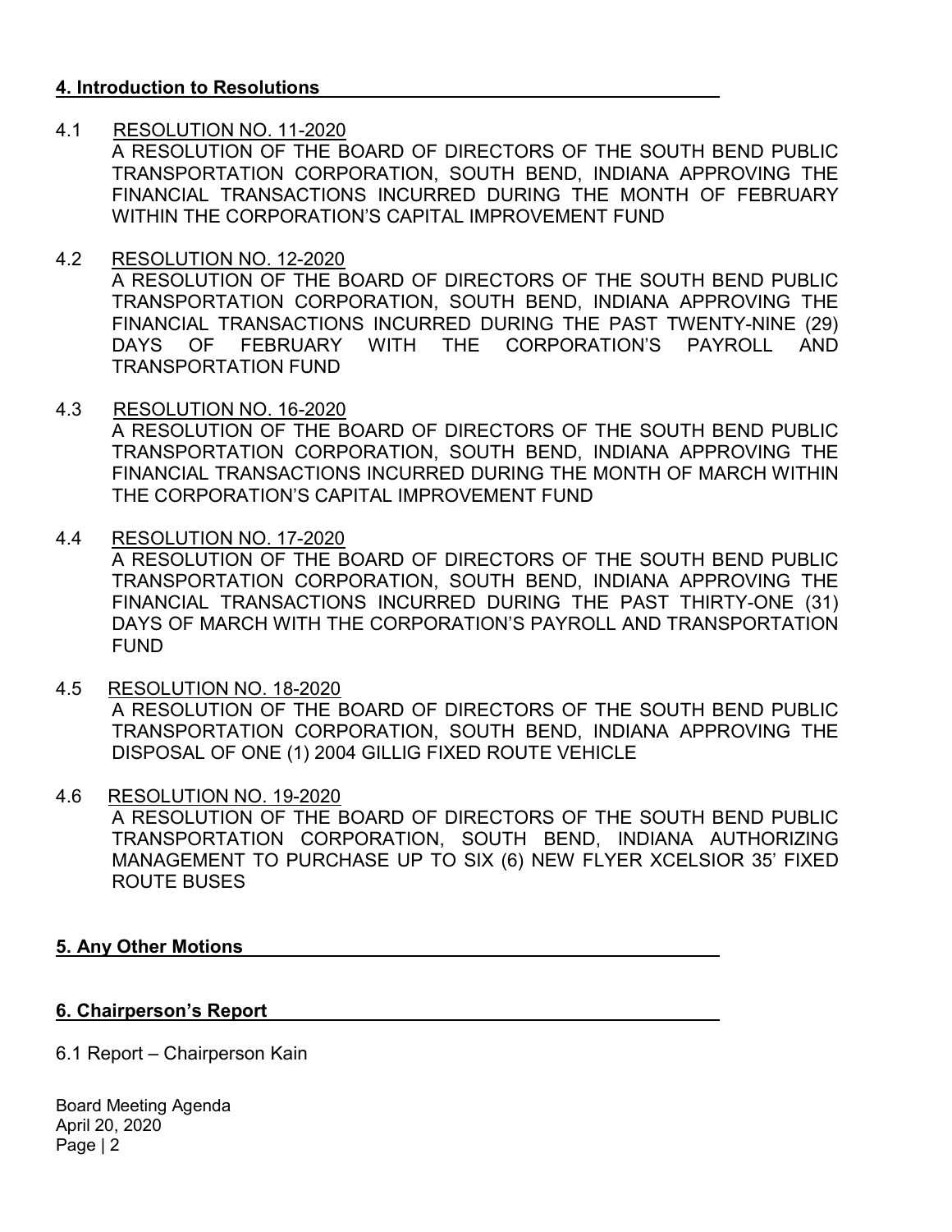## 4. Introduction to Resolutions

4.1 RESOLUTION NO. 11-2020
A RESOLUTION OF THE BOARD OF DIRECTORS OF THE SOUTH BEND PUBLIC TRANSPORTATION CORPORATION, SOUTH BEND, INDIANA APPROVING THE FINANCIAL TRANSACTIONS INCURRED DURING THE MONTH OF FEBRUARY WITHIN THE CORPORATION'S CAPITAL IMPROVEMENT FUND

4.2 RESOLUTION NO. 12-2020
A RESOLUTION OF THE BOARD OF DIRECTORS OF THE SOUTH BEND PUBLIC TRANSPORTATION CORPORATION, SOUTH BEND, INDIANA APPROVING THE FINANCIAL TRANSACTIONS INCURRED DURING THE PAST TWENTY-NINE (29) DAYS OF FEBRUARY WITH THE CORPORATION'S PAYROLL AND TRANSPORTATION FUND

4.3 RESOLUTION NO. 16-2020
A RESOLUTION OF THE BOARD OF DIRECTORS OF THE SOUTH BEND PUBLIC TRANSPORTATION CORPORATION, SOUTH BEND, INDIANA APPROVING THE FINANCIAL TRANSACTIONS INCURRED DURING THE MONTH OF MARCH WITHIN THE CORPORATION'S CAPITAL IMPROVEMENT FUND

4.4 RESOLUTION NO. 17-2020
A RESOLUTION OF THE BOARD OF DIRECTORS OF THE SOUTH BEND PUBLIC TRANSPORTATION CORPORATION, SOUTH BEND, INDIANA APPROVING THE FINANCIAL TRANSACTIONS INCURRED DURING THE PAST THIRTY-ONE (31) DAYS OF MARCH WITH THE CORPORATION'S PAYROLL AND TRANSPORTATION FUND

4.5 RESOLUTION NO. 18-2020
A RESOLUTION OF THE BOARD OF DIRECTORS OF THE SOUTH BEND PUBLIC TRANSPORTATION CORPORATION, SOUTH BEND, INDIANA APPROVING THE DISPOSAL OF ONE (1) 2004 GILLIG FIXED ROUTE VEHICLE

4.6 RESOLUTION NO. 19-2020
A RESOLUTION OF THE BOARD OF DIRECTORS OF THE SOUTH BEND PUBLIC TRANSPORTATION CORPORATION, SOUTH BEND, INDIANA AUTHORIZING MANAGEMENT TO PURCHASE UP TO SIX (6) NEW FLYER XCELSIOR 35' FIXED ROUTE BUSES

## 5. Any Other Motions

## 6. Chairperson's Report

6.1 Report – Chairperson Kain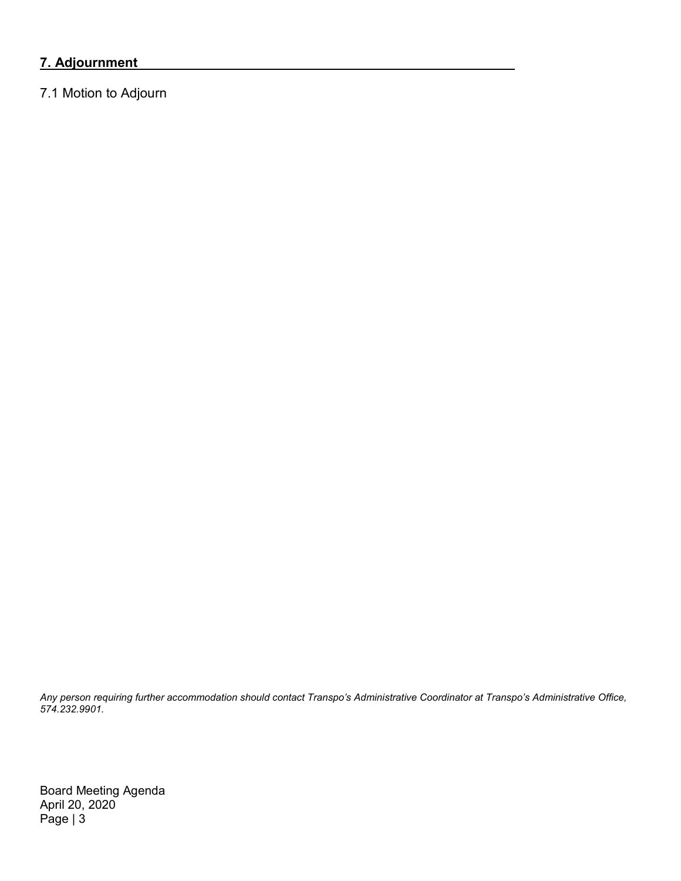## 7. Adjournment

7.1 Motion to Adjourn

*Any person requiring further accommodation should contact Transpo's Administrative Coordinator at Transpo's Administrative Office, 574.232.9901.*